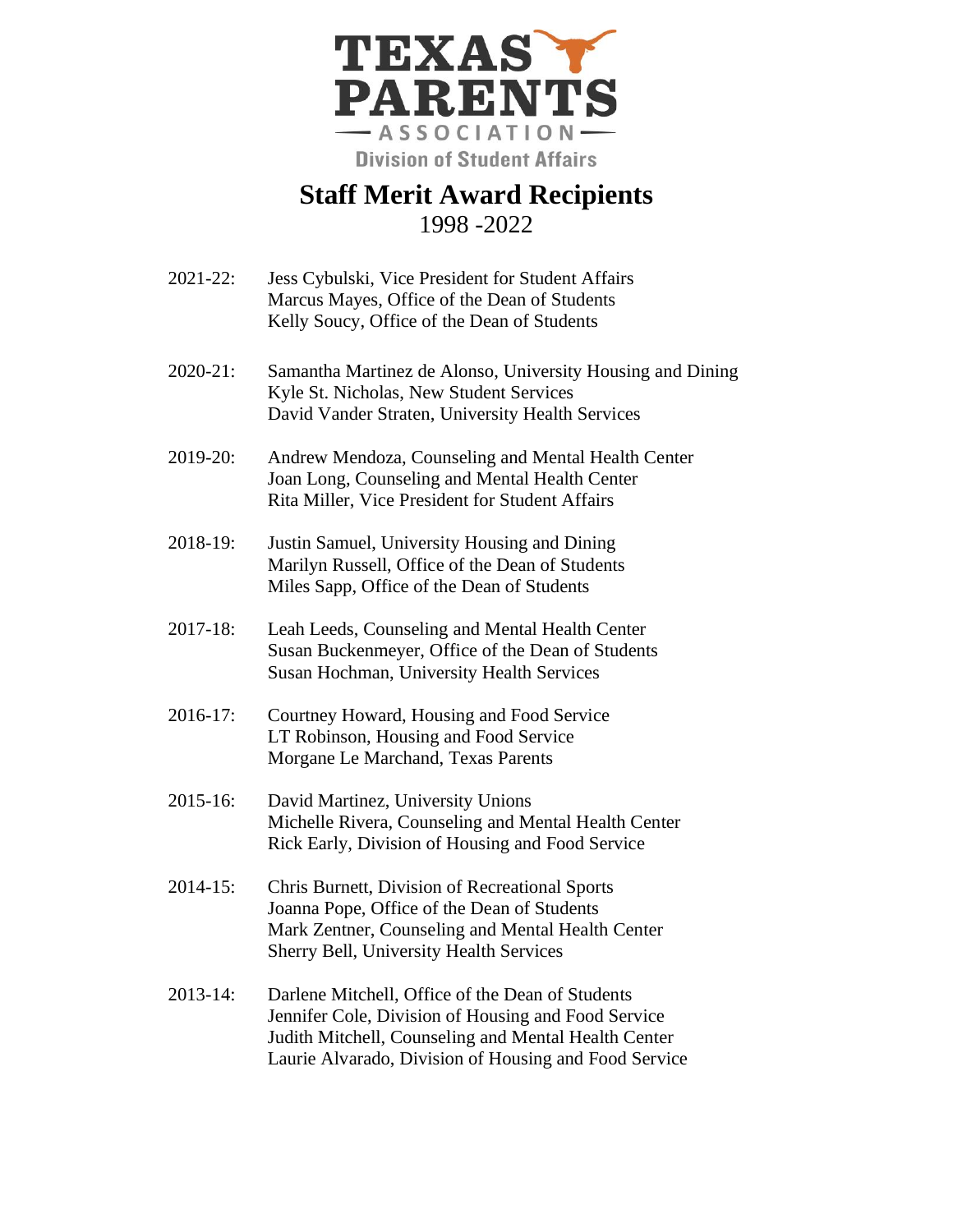TEXAS PARENTS ASSOCIATION
Division of Student Affairs

# Staff Merit Award Recipients

1998 -2022

2021-22: Jess Cybulski, Vice President for Student Affairs
Marcus Mayes, Office of the Dean of Students
Kelly Soucy, Office of the Dean of Students

2020-21: Samantha Martinez de Alonso, University Housing and Dining
Kyle St. Nicholas, New Student Services
David Vander Straten, University Health Services

2019-20: Andrew Mendoza, Counseling and Mental Health Center
Joan Long, Counseling and Mental Health Center
Rita Miller, Vice President for Student Affairs

2018-19: Justin Samuel, University Housing and Dining
Marilyn Russell, Office of the Dean of Students
Miles Sapp, Office of the Dean of Students

2017-18: Leah Leeds, Counseling and Mental Health Center
Susan Buckenmeyer, Office of the Dean of Students
Susan Hochman, University Health Services

2016-17: Courtney Howard, Housing and Food Service
LT Robinson, Housing and Food Service
Morgane Le Marchand, Texas Parents

2015-16: David Martinez, University Unions
Michelle Rivera, Counseling and Mental Health Center
Rick Early, Division of Housing and Food Service

2014-15: Chris Burnett, Division of Recreational Sports
Joanna Pope, Office of the Dean of Students
Mark Zentner, Counseling and Mental Health Center
Sherry Bell, University Health Services

2013-14: Darlene Mitchell, Office of the Dean of Students
Jennifer Cole, Division of Housing and Food Service
Judith Mitchell, Counseling and Mental Health Center
Laurie Alvarado, Division of Housing and Food Service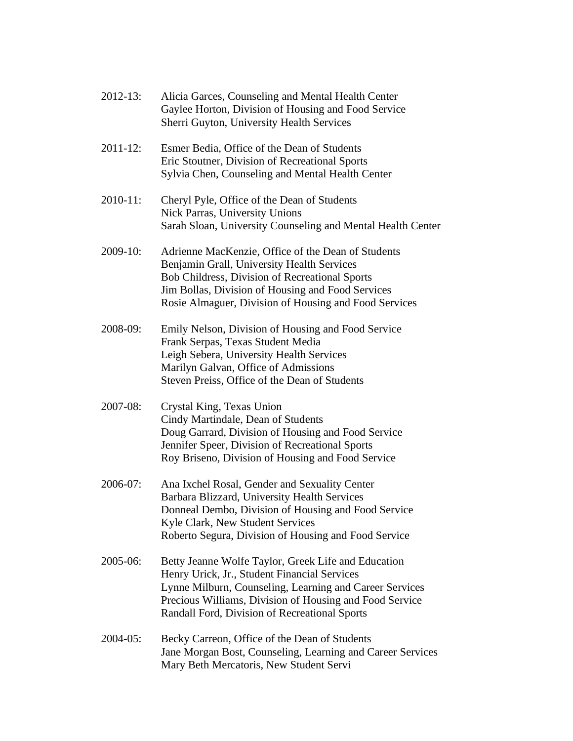2012-13: Alicia Garces, Counseling and Mental Health Center
Gaylee Horton, Division of Housing and Food Service
Sherri Guyton, University Health Services

2011-12: Esmer Bedia, Office of the Dean of Students
Eric Stoutner, Division of Recreational Sports
Sylvia Chen, Counseling and Mental Health Center

2010-11: Cheryl Pyle, Office of the Dean of Students
Nick Parras, University Unions
Sarah Sloan, University Counseling and Mental Health Center

2009-10: Adrienne MacKenzie, Office of the Dean of Students
Benjamin Grall, University Health Services
Bob Childress, Division of Recreational Sports
Jim Bollas, Division of Housing and Food Services
Rosie Almaguer, Division of Housing and Food Services

2008-09: Emily Nelson, Division of Housing and Food Service
Frank Serpas, Texas Student Media
Leigh Sebera, University Health Services
Marilyn Galvan, Office of Admissions
Steven Preiss, Office of the Dean of Students

2007-08: Crystal King, Texas Union
Cindy Martindale, Dean of Students
Doug Garrard, Division of Housing and Food Service
Jennifer Speer, Division of Recreational Sports
Roy Briseno, Division of Housing and Food Service

2006-07: Ana Ixchel Rosal, Gender and Sexuality Center
Barbara Blizzard, University Health Services
Donneal Dembo, Division of Housing and Food Service
Kyle Clark, New Student Services
Roberto Segura, Division of Housing and Food Service

2005-06: Betty Jeanne Wolfe Taylor, Greek Life and Education
Henry Urick, Jr., Student Financial Services
Lynne Milburn, Counseling, Learning and Career Services
Precious Williams, Division of Housing and Food Service
Randall Ford, Division of Recreational Sports

2004-05: Becky Carreon, Office of the Dean of Students
Jane Morgan Bost, Counseling, Learning and Career Services
Mary Beth Mercatoris, New Student Servi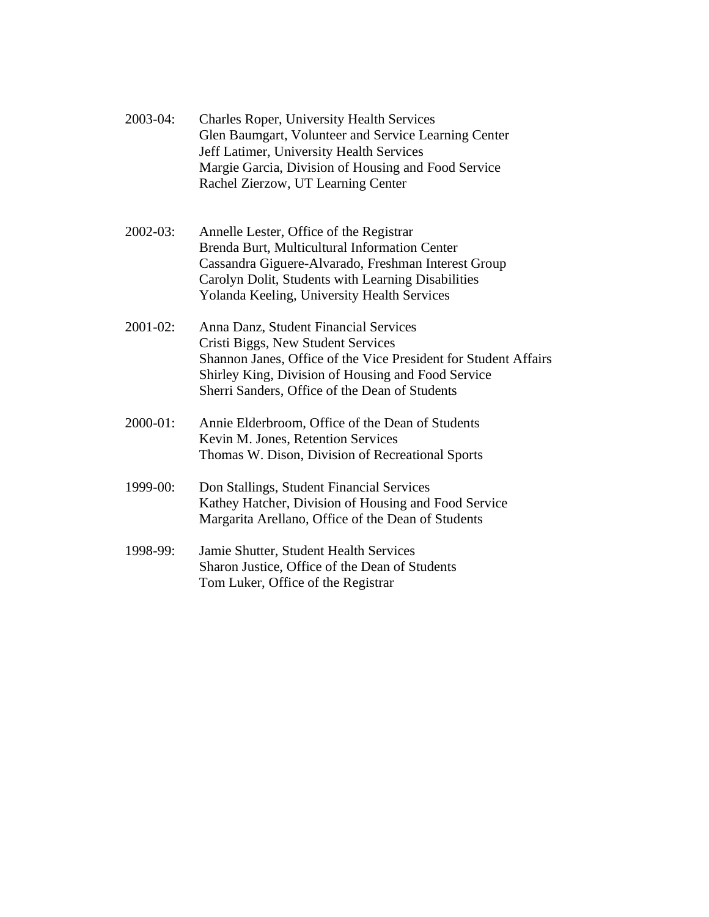2003-04: Charles Roper, University Health Services
Glen Baumgart, Volunteer and Service Learning Center
Jeff Latimer, University Health Services
Margie Garcia, Division of Housing and Food Service
Rachel Zierzow, UT Learning Center

2002-03: Annelle Lester, Office of the Registrar
Brenda Burt, Multicultural Information Center
Cassandra Giguere-Alvarado, Freshman Interest Group
Carolyn Dolit, Students with Learning Disabilities
Yolanda Keeling, University Health Services

2001-02: Anna Danz, Student Financial Services
Cristi Biggs, New Student Services
Shannon Janes, Office of the Vice President for Student Affairs
Shirley King, Division of Housing and Food Service
Sherri Sanders, Office of the Dean of Students

2000-01: Annie Elderbroom, Office of the Dean of Students
Kevin M. Jones, Retention Services
Thomas W. Dison, Division of Recreational Sports

1999-00: Don Stallings, Student Financial Services
Kathey Hatcher, Division of Housing and Food Service
Margarita Arellano, Office of the Dean of Students

1998-99: Jamie Shutter, Student Health Services
Sharon Justice, Office of the Dean of Students
Tom Luker, Office of the Registrar